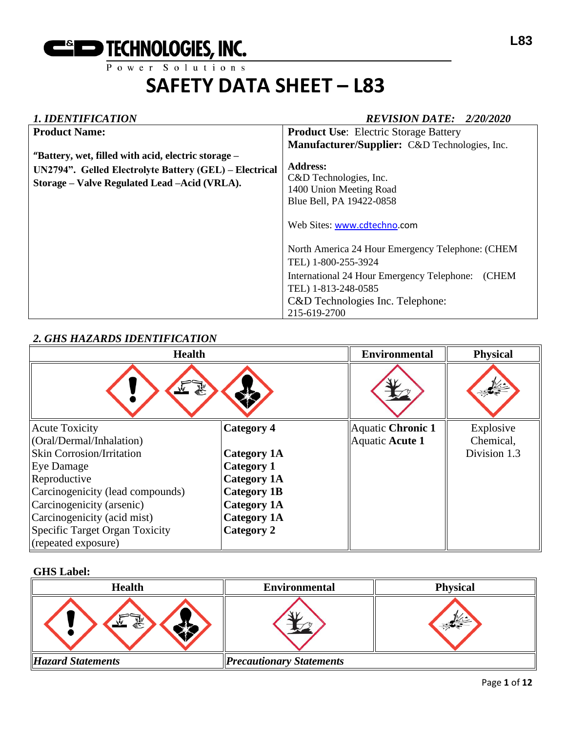# SAFETY DATA SHEET – L83

**C&D TECHNOLOGIES, INC.**
Power Solutions

## *1. IDENTIFICATION*

*REVISION DATE: 2/20/2020*

| **Product Name:** | **Product Use**: Electric Storage Battery |
|---|---|
| **"Battery, wet, filled with acid, electric storage – UN2794". Gelled Electrolyte Battery (GEL) – Electrical Storage – Valve Regulated Lead –Acid (VRLA).** | **Manufacturer/Supplier:** C&D Technologies, Inc.<br><br>**Address:**<br>C&D Technologies, Inc.<br>1400 Union Meeting Road<br>Blue Bell, PA 19422-0858<br><br>Web Sites: www.cdtechno.com<br><br>North America 24 Hour Emergency Telephone: (CHEM TEL) 1-800-255-3924<br>International 24 Hour Emergency Telephone: (CHEM TEL) 1-813-248-0585<br>C&D Technologies Inc. Telephone: 215-619-2700 |

## *2. GHS HAZARDS IDENTIFICATION*

| **Health** | | **Environmental** | **Physical** |
|---|---|---|---|
| Acute Toxicity (Oral/Dermal/Inhalation) | **Category 4** | Aquatic **Chronic 1**<br>Aquatic **Acute 1** | Explosive Chemical, Division 1.3 |
| Skin Corrosion/Irritation | **Category 1A** | | |
| Eye Damage | **Category 1** | | |
| Reproductive | **Category 1A** | | |
| Carcinogenicity (lead compounds) | **Category 1B** | | |
| Carcinogenicity (arsenic) | **Category 1A** | | |
| Carcinogenicity (acid mist) | **Category 1A** | | |
| Specific Target Organ Toxicity (repeated exposure) | **Category 2** | | |

**GHS Label:**

| **Health** | **Environmental** | **Physical** |
|---|---|---|
| ***Hazard Statements*** | ***Precautionary Statements*** | |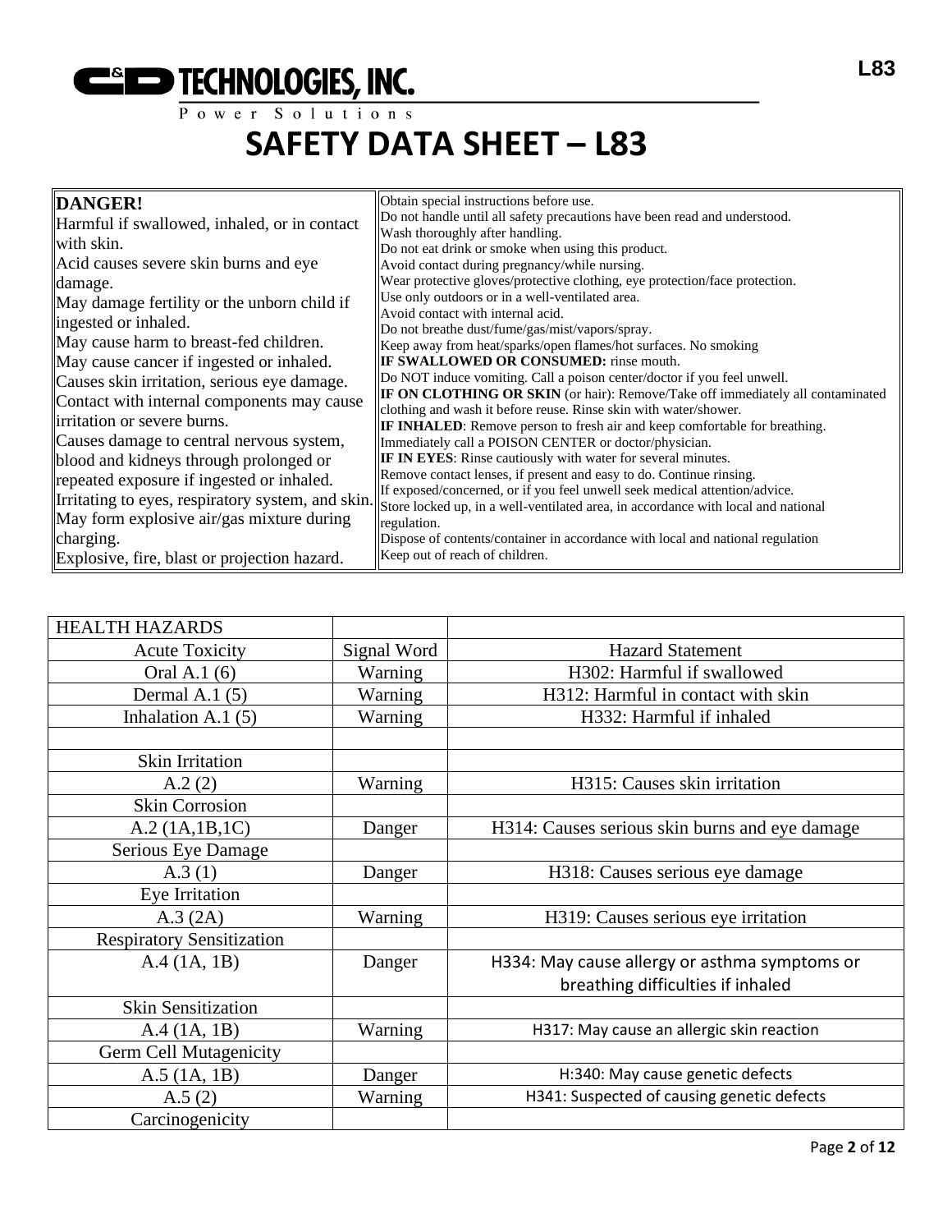# SAFETY DATA SHEET – L83

| **DANGER!** Harmful if swallowed, inhaled, or in contact with skin. Acid causes severe skin burns and eye damage. May damage fertility or the unborn child if ingested or inhaled. May cause harm to breast-fed children. May cause cancer if ingested or inhaled. Causes skin irritation, serious eye damage. Contact with internal components may cause irritation or severe burns. Causes damage to central nervous system, blood and kidneys through prolonged or repeated exposure if ingested or inhaled. Irritating to eyes, respiratory system, and skin. May form explosive air/gas mixture during charging. Explosive, fire, blast or projection hazard. | Obtain special instructions before use. Do not handle until all safety precautions have been read and understood. Wash thoroughly after handling. Do not eat drink or smoke when using this product. Avoid contact during pregnancy/while nursing. Wear protective gloves/protective clothing, eye protection/face protection. Use only outdoors or in a well-ventilated area. Avoid contact with internal acid. Do not breathe dust/fume/gas/mist/vapors/spray. Keep away from heat/sparks/open flames/hot surfaces. No smoking **IF SWALLOWED OR CONSUMED:** rinse mouth. Do NOT induce vomiting. Call a poison center/doctor if you feel unwell. **IF ON CLOTHING OR SKIN** (or hair): Remove/Take off immediately all contaminated clothing and wash it before reuse. Rinse skin with water/shower. **IF INHALED**: Remove person to fresh air and keep comfortable for breathing. Immediately call a POISON CENTER or doctor/physician. **IF IN EYES**: Rinse cautiously with water for several minutes. Remove contact lenses, if present and easy to do. Continue rinsing. If exposed/concerned, or if you feel unwell seek medical attention/advice. Store locked up, in a well-ventilated area, in accordance with local and national regulation. Dispose of contents/container in accordance with local and national regulation Keep out of reach of children. |
|---|---|

| HEALTH HAZARDS | | |
|---|---|---|
| Acute Toxicity | Signal Word | Hazard Statement |
| Oral A.1 (6) | Warning | H302: Harmful if swallowed |
| Dermal A.1 (5) | Warning | H312: Harmful in contact with skin |
| Inhalation A.1 (5) | Warning | H332: Harmful if inhaled |
| | | |
| Skin Irritation | | |
| A.2 (2) | Warning | H315: Causes skin irritation |
| Skin Corrosion | | |
| A.2 (1A,1B,1C) | Danger | H314: Causes serious skin burns and eye damage |
| Serious Eye Damage | | |
| A.3 (1) | Danger | H318: Causes serious eye damage |
| Eye Irritation | | |
| A.3 (2A) | Warning | H319: Causes serious eye irritation |
| Respiratory Sensitization | | |
| A.4 (1A, 1B) | Danger | H334: May cause allergy or asthma symptoms or breathing difficulties if inhaled |
| Skin Sensitization | | |
| A.4 (1A, 1B) | Warning | H317: May cause an allergic skin reaction |
| Germ Cell Mutagenicity | | |
| A.5 (1A, 1B) | Danger | H:340: May cause genetic defects |
| A.5 (2) | Warning | H341: Suspected of causing genetic defects |
| Carcinogenicity | | |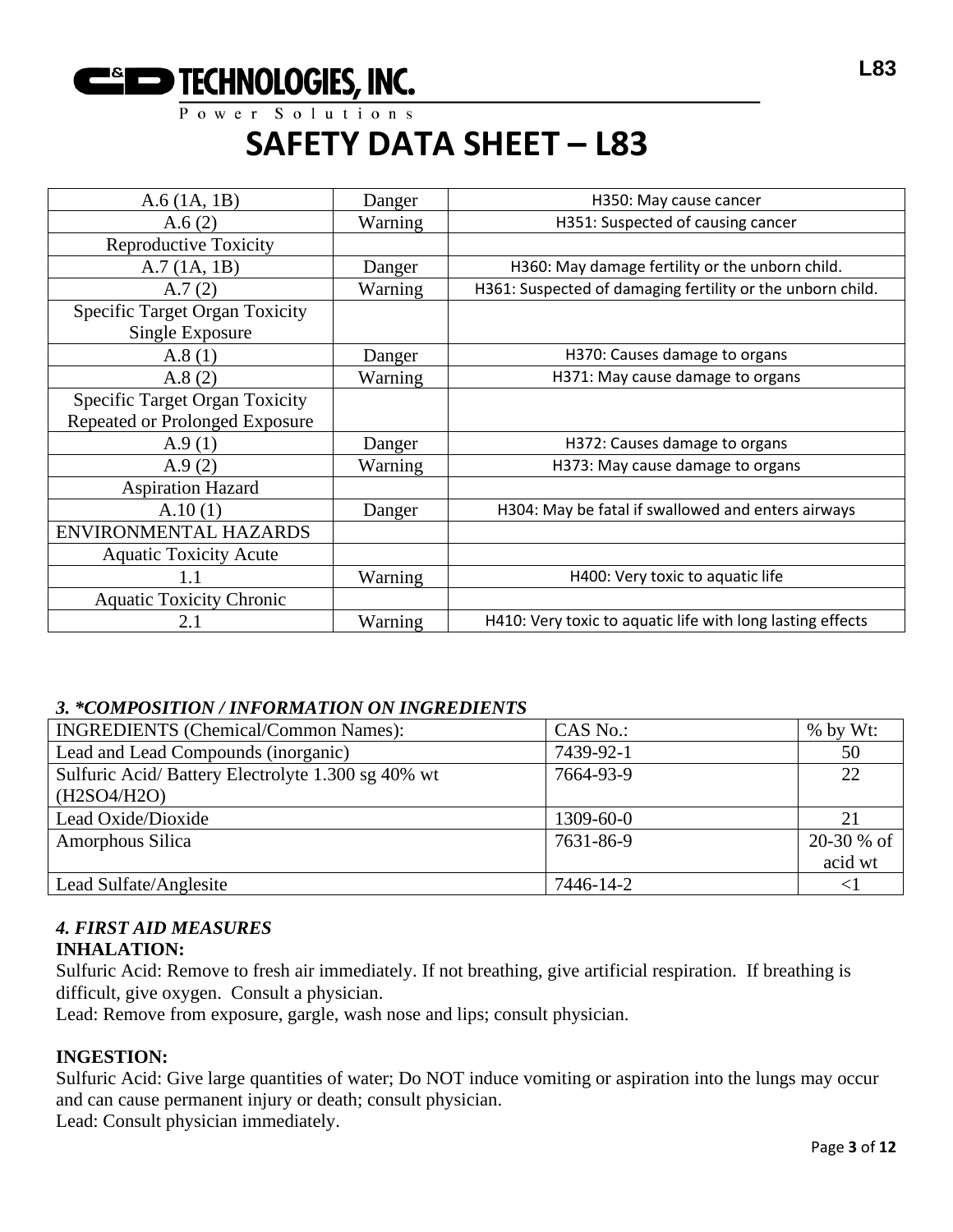# SAFETY DATA SHEET – L83

| | | |
|---|---|---|
| A.6 (1A, 1B) | Danger | H350: May cause cancer |
| A.6 (2) | Warning | H351: Suspected of causing cancer |
| Reproductive Toxicity | | |
| A.7 (1A, 1B) | Danger | H360: May damage fertility or the unborn child. |
| A.7 (2) | Warning | H361: Suspected of damaging fertility or the unborn child. |
| Specific Target Organ Toxicity Single Exposure | | |
| A.8 (1) | Danger | H370: Causes damage to organs |
| A.8 (2) | Warning | H371: May cause damage to organs |
| Specific Target Organ Toxicity Repeated or Prolonged Exposure | | |
| A.9 (1) | Danger | H372: Causes damage to organs |
| A.9 (2) | Warning | H373: May cause damage to organs |
| Aspiration Hazard | | |
| A.10 (1) | Danger | H304: May be fatal if swallowed and enters airways |
| ENVIRONMENTAL HAZARDS | | |
| Aquatic Toxicity Acute | | |
| 1.1 | Warning | H400: Very toxic to aquatic life |
| Aquatic Toxicity Chronic | | |
| 2.1 | Warning | H410: Very toxic to aquatic life with long lasting effects |

### *3. *COMPOSITION / INFORMATION ON INGREDIENTS*

| INGREDIENTS (Chemical/Common Names): | CAS No.: | % by Wt: |
|---|---|---|
| Lead and Lead Compounds (inorganic) | 7439-92-1 | 50 |
| Sulfuric Acid/ Battery Electrolyte 1.300 sg 40% wt (H2SO4/H2O) | 7664-93-9 | 22 |
| Lead Oxide/Dioxide | 1309-60-0 | 21 |
| Amorphous Silica | 7631-86-9 | 20-30 % of acid wt |
| Lead Sulfate/Anglesite | 7446-14-2 | <1 |

### *4. FIRST AID MEASURES*

**INHALATION:**

Sulfuric Acid: Remove to fresh air immediately. If not breathing, give artificial respiration. If breathing is difficult, give oxygen. Consult a physician.

Lead: Remove from exposure, gargle, wash nose and lips; consult physician.

**INGESTION:**

Sulfuric Acid: Give large quantities of water; Do NOT induce vomiting or aspiration into the lungs may occur and can cause permanent injury or death; consult physician.

Lead: Consult physician immediately.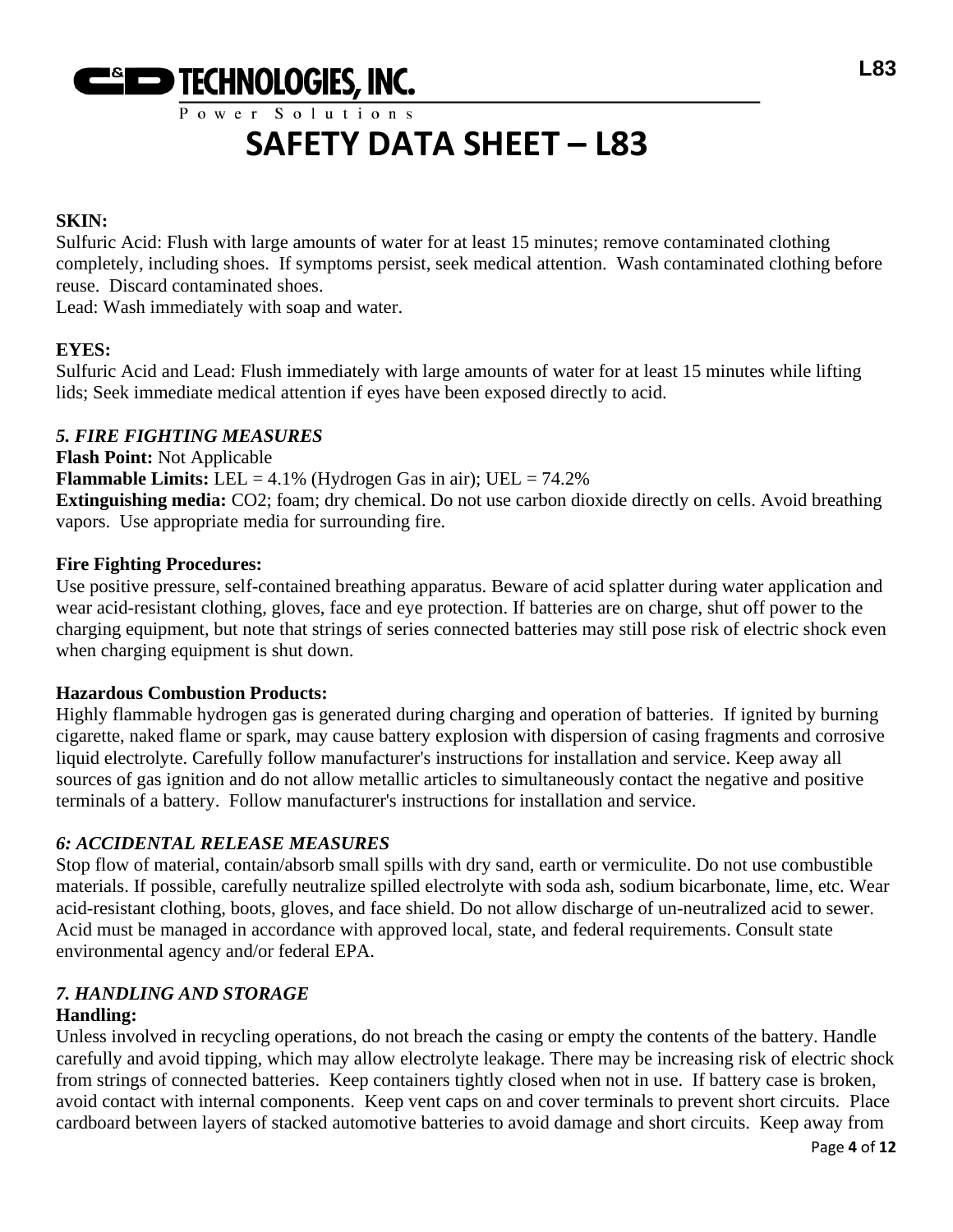**SKIN:**
Sulfuric Acid: Flush with large amounts of water for at least 15 minutes; remove contaminated clothing completely, including shoes. If symptoms persist, seek medical attention. Wash contaminated clothing before reuse. Discard contaminated shoes.
Lead: Wash immediately with soap and water.

**EYES:**
Sulfuric Acid and Lead: Flush immediately with large amounts of water for at least 15 minutes while lifting lids; Seek immediate medical attention if eyes have been exposed directly to acid.

### *5. FIRE FIGHTING MEASURES*

**Flash Point:** Not Applicable
**Flammable Limits:** LEL = 4.1% (Hydrogen Gas in air); UEL = 74.2%
**Extinguishing media:** $CO_2$; foam; dry chemical. Do not use carbon dioxide directly on cells. Avoid breathing vapors. Use appropriate media for surrounding fire.

**Fire Fighting Procedures:**
Use positive pressure, self-contained breathing apparatus. Beware of acid splatter during water application and wear acid-resistant clothing, gloves, face and eye protection. If batteries are on charge, shut off power to the charging equipment, but note that strings of series connected batteries may still pose risk of electric shock even when charging equipment is shut down.

**Hazardous Combustion Products:**
Highly flammable hydrogen gas is generated during charging and operation of batteries. If ignited by burning cigarette, naked flame or spark, may cause battery explosion with dispersion of casing fragments and corrosive liquid electrolyte. Carefully follow manufacturer's instructions for installation and service. Keep away all sources of gas ignition and do not allow metallic articles to simultaneously contact the negative and positive terminals of a battery. Follow manufacturer's instructions for installation and service.

### *6: ACCIDENTAL RELEASE MEASURES*

Stop flow of material, contain/absorb small spills with dry sand, earth or vermiculite. Do not use combustible materials. If possible, carefully neutralize spilled electrolyte with soda ash, sodium bicarbonate, lime, etc. Wear acid-resistant clothing, boots, gloves, and face shield. Do not allow discharge of un-neutralized acid to sewer. Acid must be managed in accordance with approved local, state, and federal requirements. Consult state environmental agency and/or federal EPA.

### *7. HANDLING AND STORAGE*

**Handling:**
Unless involved in recycling operations, do not breach the casing or empty the contents of the battery. Handle carefully and avoid tipping, which may allow electrolyte leakage. There may be increasing risk of electric shock from strings of connected batteries. Keep containers tightly closed when not in use. If battery case is broken, avoid contact with internal components. Keep vent caps on and cover terminals to prevent short circuits. Place cardboard between layers of stacked automotive batteries to avoid damage and short circuits. Keep away from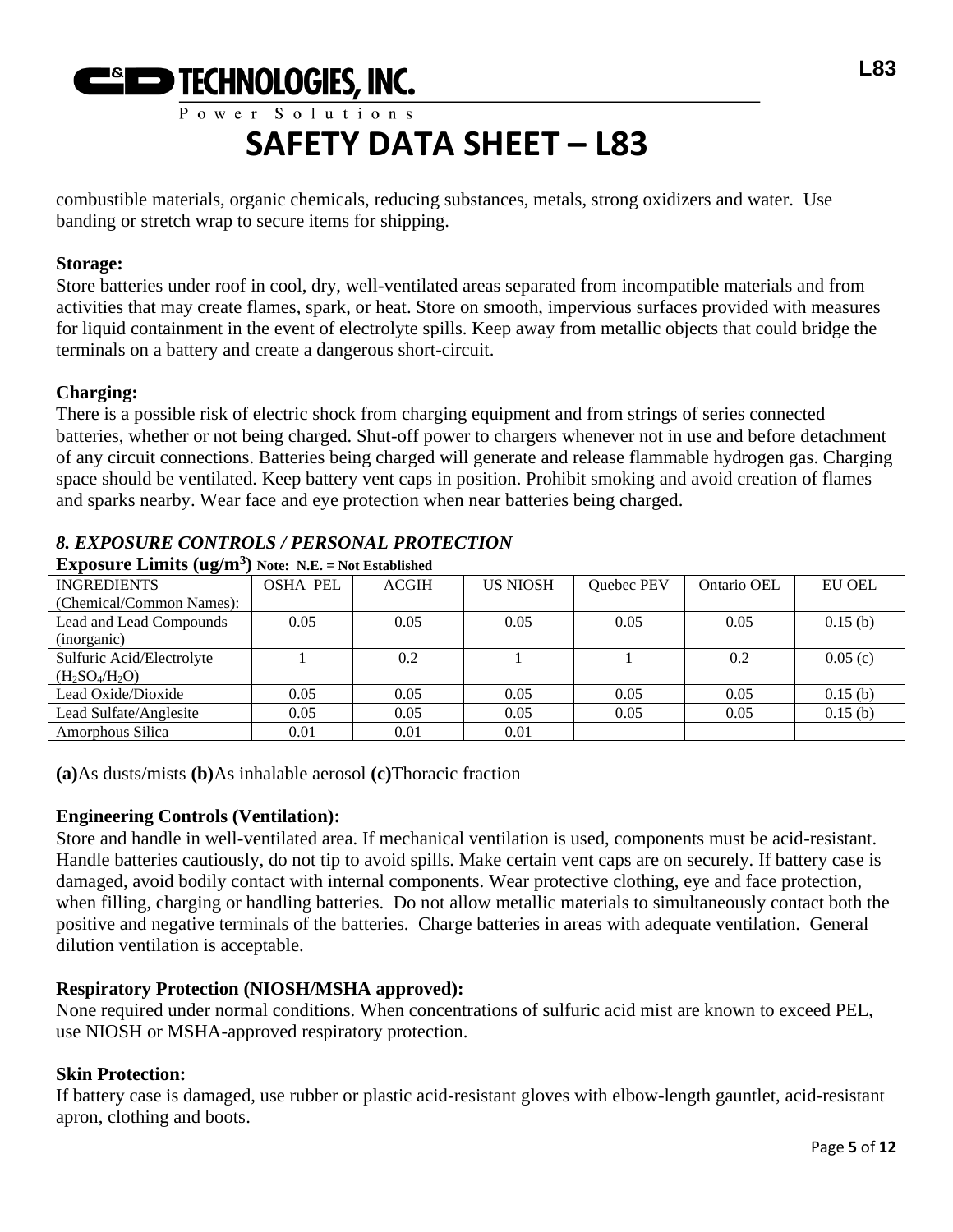combustible materials, organic chemicals, reducing substances, metals, strong oxidizers and water. Use banding or stretch wrap to secure items for shipping.

**Storage:**
Store batteries under roof in cool, dry, well-ventilated areas separated from incompatible materials and from activities that may create flames, spark, or heat. Store on smooth, impervious surfaces provided with measures for liquid containment in the event of electrolyte spills. Keep away from metallic objects that could bridge the terminals on a battery and create a dangerous short-circuit.

**Charging:**
There is a possible risk of electric shock from charging equipment and from strings of series connected batteries, whether or not being charged. Shut-off power to chargers whenever not in use and before detachment of any circuit connections. Batteries being charged will generate and release flammable hydrogen gas. Charging space should be ventilated. Keep battery vent caps in position. Prohibit smoking and avoid creation of flames and sparks nearby. Wear face and eye protection when near batteries being charged.

## *8. EXPOSURE CONTROLS / PERSONAL PROTECTION*

**Exposure Limits (ug/m$^3$)** **Note: N.E. = Not Established**

| INGREDIENTS (Chemical/Common Names): | OSHA PEL | ACGIH | US NIOSH | Quebec PEV | Ontario OEL | EU OEL |
|---|---|---|---|---|---|---|
| Lead and Lead Compounds (inorganic) | 0.05 | 0.05 | 0.05 | 0.05 | 0.05 | 0.15 (b) |
| Sulfuric Acid/Electrolyte ($H_2SO_4/H_2O$) | 1 | 0.2 | 1 | 1 | 0.2 | 0.05 (c) |
| Lead Oxide/Dioxide | 0.05 | 0.05 | 0.05 | 0.05 | 0.05 | 0.15 (b) |
| Lead Sulfate/Anglesite | 0.05 | 0.05 | 0.05 | 0.05 | 0.05 | 0.15 (b) |
| Amorphous Silica | 0.01 | 0.01 | 0.01 | | | |

**(a)**As dusts/mists **(b)**As inhalable aerosol **(c)**Thoracic fraction

**Engineering Controls (Ventilation):**
Store and handle in well-ventilated area. If mechanical ventilation is used, components must be acid-resistant. Handle batteries cautiously, do not tip to avoid spills. Make certain vent caps are on securely. If battery case is damaged, avoid bodily contact with internal components. Wear protective clothing, eye and face protection, when filling, charging or handling batteries. Do not allow metallic materials to simultaneously contact both the positive and negative terminals of the batteries. Charge batteries in areas with adequate ventilation. General dilution ventilation is acceptable.

**Respiratory Protection (NIOSH/MSHA approved):**
None required under normal conditions. When concentrations of sulfuric acid mist are known to exceed PEL, use NIOSH or MSHA-approved respiratory protection.

**Skin Protection:**
If battery case is damaged, use rubber or plastic acid-resistant gloves with elbow-length gauntlet, acid-resistant apron, clothing and boots.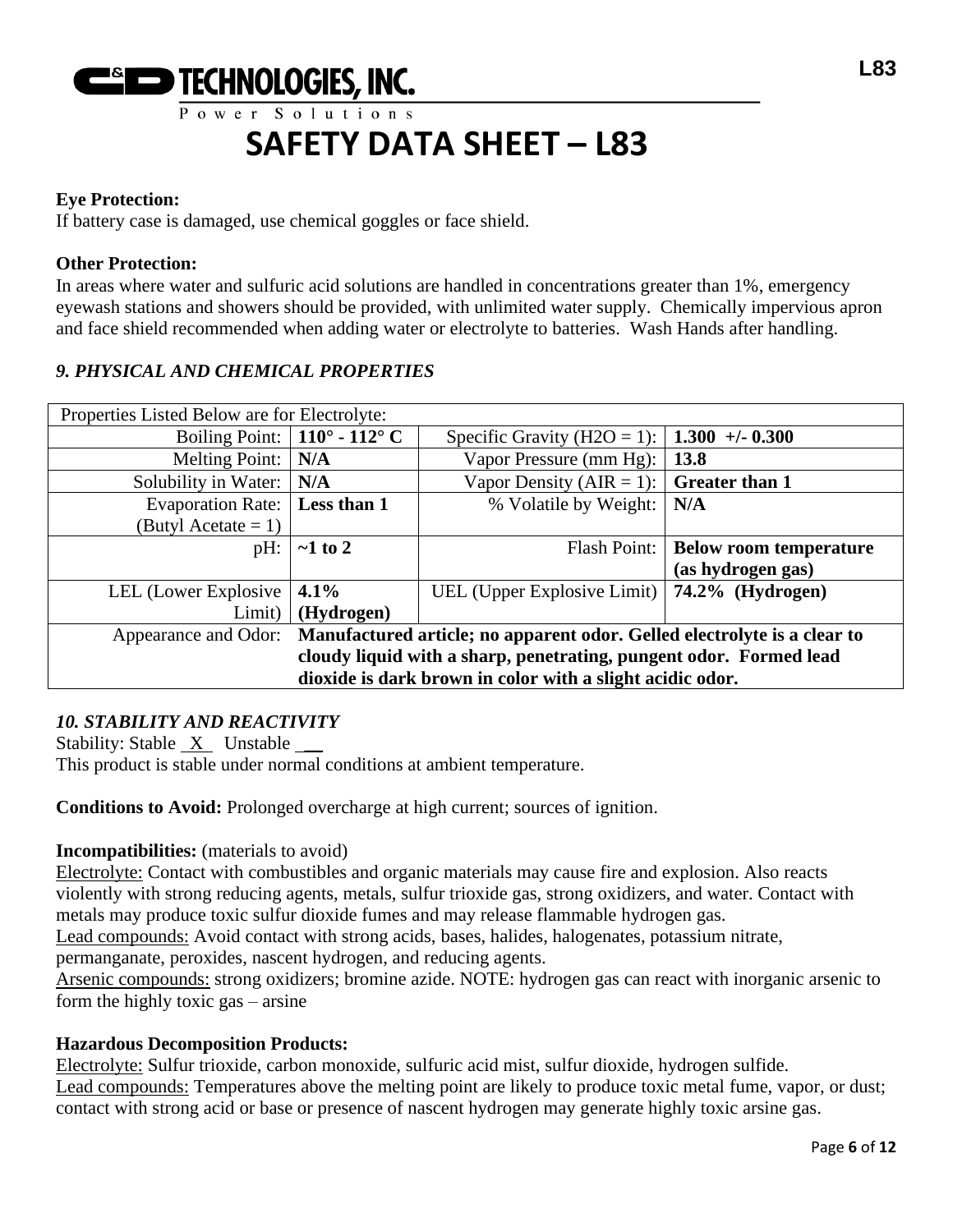**Eye Protection:**
If battery case is damaged, use chemical goggles or face shield.

**Other Protection:**
In areas where water and sulfuric acid solutions are handled in concentrations greater than 1%, emergency eyewash stations and showers should be provided, with unlimited water supply. Chemically impervious apron and face shield recommended when adding water or electrolyte to batteries. Wash Hands after handling.

### *9. PHYSICAL AND CHEMICAL PROPERTIES*

| Properties Listed Below are for Electrolyte: | | | |
|---|---|---|---|
| Boiling Point: | **110° - 112° C** | Specific Gravity (H2O = 1): | **1.300 +/- 0.300** |
| Melting Point: | **N/A** | Vapor Pressure (mm Hg): | **13.8** |
| Solubility in Water: | **N/A** | Vapor Density (AIR = 1): | **Greater than 1** |
| Evaporation Rate: (Butyl Acetate = 1) | **Less than 1** | % Volatile by Weight: | **N/A** |
| pH: | **~1 to 2** | Flash Point: | **Below room temperature (as hydrogen gas)** |
| LEL (Lower Explosive Limit) | **4.1% (Hydrogen)** | UEL (Upper Explosive Limit) | **74.2% (Hydrogen)** |
| Appearance and Odor: | **Manufactured article; no apparent odor. Gelled electrolyte is a clear to cloudy liquid with a sharp, penetrating, pungent odor. Formed lead dioxide is dark brown in color with a slight acidic odor.** | | |

### *10. STABILITY AND REACTIVITY*

Stability: Stable X Unstable \_\_
This product is stable under normal conditions at ambient temperature.

**Conditions to Avoid:** Prolonged overcharge at high current; sources of ignition.

**Incompatibilities:** (materials to avoid)
Electrolyte: Contact with combustibles and organic materials may cause fire and explosion. Also reacts violently with strong reducing agents, metals, sulfur trioxide gas, strong oxidizers, and water. Contact with metals may produce toxic sulfur dioxide fumes and may release flammable hydrogen gas.
Lead compounds: Avoid contact with strong acids, bases, halides, halogenates, potassium nitrate, permanganate, peroxides, nascent hydrogen, and reducing agents.
Arsenic compounds: strong oxidizers; bromine azide. NOTE: hydrogen gas can react with inorganic arsenic to form the highly toxic gas – arsine

**Hazardous Decomposition Products:**
Electrolyte: Sulfur trioxide, carbon monoxide, sulfuric acid mist, sulfur dioxide, hydrogen sulfide.
Lead compounds: Temperatures above the melting point are likely to produce toxic metal fume, vapor, or dust; contact with strong acid or base or presence of nascent hydrogen may generate highly toxic arsine gas.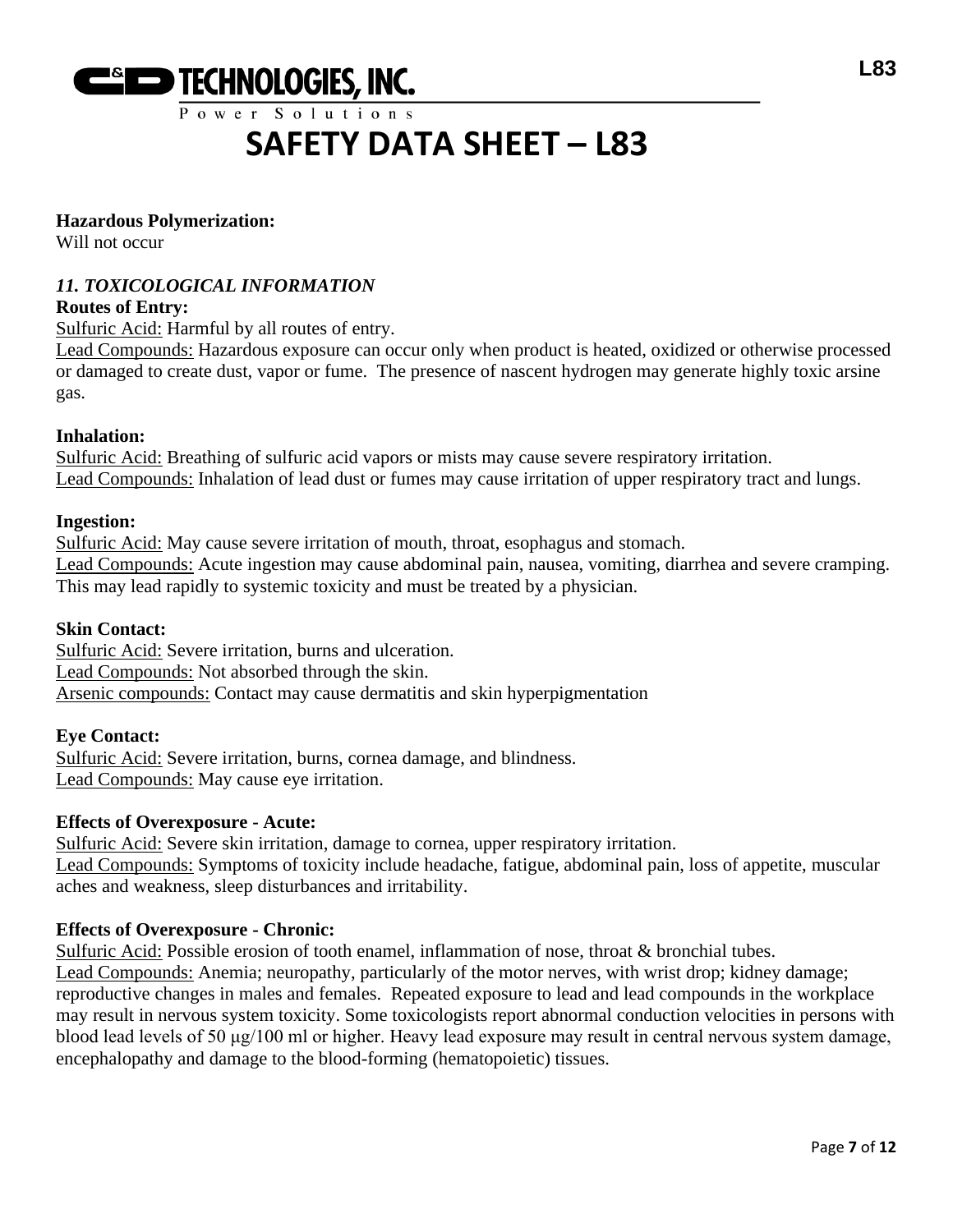**Hazardous Polymerization:**
Will not occur

### *11. TOXICOLOGICAL INFORMATION*

**Routes of Entry:**
Sulfuric Acid: Harmful by all routes of entry.
Lead Compounds: Hazardous exposure can occur only when product is heated, oxidized or otherwise processed or damaged to create dust, vapor or fume. The presence of nascent hydrogen may generate highly toxic arsine gas.

**Inhalation:**
Sulfuric Acid: Breathing of sulfuric acid vapors or mists may cause severe respiratory irritation.
Lead Compounds: Inhalation of lead dust or fumes may cause irritation of upper respiratory tract and lungs.

**Ingestion:**
Sulfuric Acid: May cause severe irritation of mouth, throat, esophagus and stomach.
Lead Compounds: Acute ingestion may cause abdominal pain, nausea, vomiting, diarrhea and severe cramping. This may lead rapidly to systemic toxicity and must be treated by a physician.

**Skin Contact:**
Sulfuric Acid: Severe irritation, burns and ulceration.
Lead Compounds: Not absorbed through the skin.
Arsenic compounds: Contact may cause dermatitis and skin hyperpigmentation

**Eye Contact:**
Sulfuric Acid: Severe irritation, burns, cornea damage, and blindness.
Lead Compounds: May cause eye irritation.

**Effects of Overexposure - Acute:**
Sulfuric Acid: Severe skin irritation, damage to cornea, upper respiratory irritation.
Lead Compounds: Symptoms of toxicity include headache, fatigue, abdominal pain, loss of appetite, muscular aches and weakness, sleep disturbances and irritability.

**Effects of Overexposure - Chronic:**
Sulfuric Acid: Possible erosion of tooth enamel, inflammation of nose, throat & bronchial tubes.
Lead Compounds: Anemia; neuropathy, particularly of the motor nerves, with wrist drop; kidney damage; reproductive changes in males and females. Repeated exposure to lead and lead compounds in the workplace may result in nervous system toxicity. Some toxicologists report abnormal conduction velocities in persons with blood lead levels of 50 μg/100 ml or higher. Heavy lead exposure may result in central nervous system damage, encephalopathy and damage to the blood-forming (hematopoietic) tissues.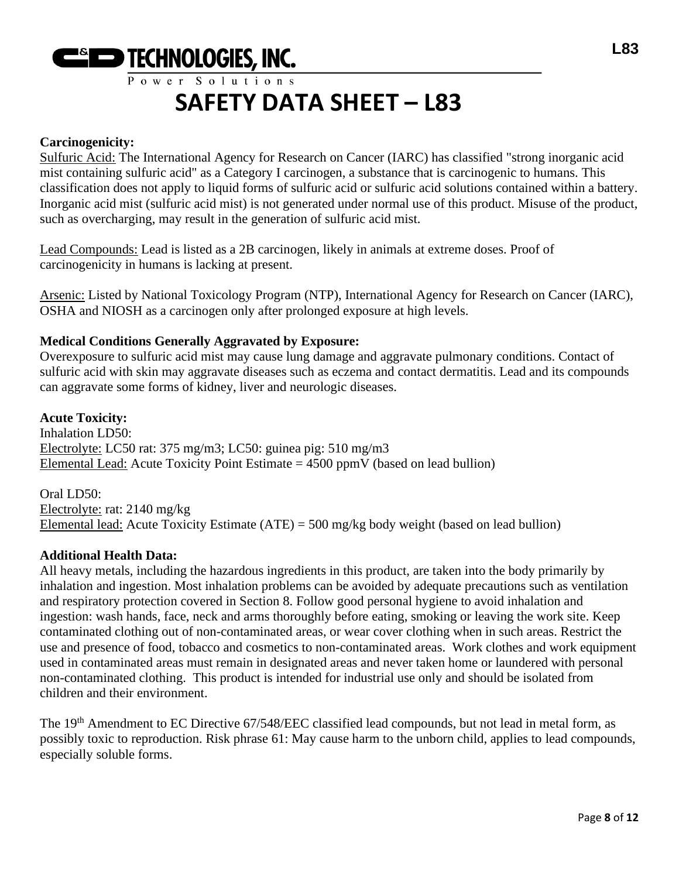**Carcinogenicity:**

<u>Sulfuric Acid:</u> The International Agency for Research on Cancer (IARC) has classified "strong inorganic acid mist containing sulfuric acid" as a Category I carcinogen, a substance that is carcinogenic to humans. This classification does not apply to liquid forms of sulfuric acid or sulfuric acid solutions contained within a battery. Inorganic acid mist (sulfuric acid mist) is not generated under normal use of this product. Misuse of the product, such as overcharging, may result in the generation of sulfuric acid mist.

<u>Lead Compounds:</u> Lead is listed as a 2B carcinogen, likely in animals at extreme doses. Proof of carcinogenicity in humans is lacking at present.

<u>Arsenic:</u> Listed by National Toxicology Program (NTP), International Agency for Research on Cancer (IARC), OSHA and NIOSH as a carcinogen only after prolonged exposure at high levels.

**Medical Conditions Generally Aggravated by Exposure:**

Overexposure to sulfuric acid mist may cause lung damage and aggravate pulmonary conditions. Contact of sulfuric acid with skin may aggravate diseases such as eczema and contact dermatitis. Lead and its compounds can aggravate some forms of kidney, liver and neurologic diseases.

**Acute Toxicity:**

Inhalation LD50:
<u>Electrolyte:</u> LC50 rat: 375 mg/m3; LC50: guinea pig: 510 mg/m3
<u>Elemental Lead:</u> Acute Toxicity Point Estimate = 4500 ppmV (based on lead bullion)

Oral LD50:
<u>Electrolyte:</u> rat: 2140 mg/kg
<u>Elemental lead:</u> Acute Toxicity Estimate (ATE) = 500 mg/kg body weight (based on lead bullion)

**Additional Health Data:**

All heavy metals, including the hazardous ingredients in this product, are taken into the body primarily by inhalation and ingestion. Most inhalation problems can be avoided by adequate precautions such as ventilation and respiratory protection covered in Section 8. Follow good personal hygiene to avoid inhalation and ingestion: wash hands, face, neck and arms thoroughly before eating, smoking or leaving the work site. Keep contaminated clothing out of non-contaminated areas, or wear cover clothing when in such areas. Restrict the use and presence of food, tobacco and cosmetics to non-contaminated areas. Work clothes and work equipment used in contaminated areas must remain in designated areas and never taken home or laundered with personal non-contaminated clothing. This product is intended for industrial use only and should be isolated from children and their environment.

The 19th Amendment to EC Directive 67/548/EEC classified lead compounds, but not lead in metal form, as possibly toxic to reproduction. Risk phrase 61: May cause harm to the unborn child, applies to lead compounds, especially soluble forms.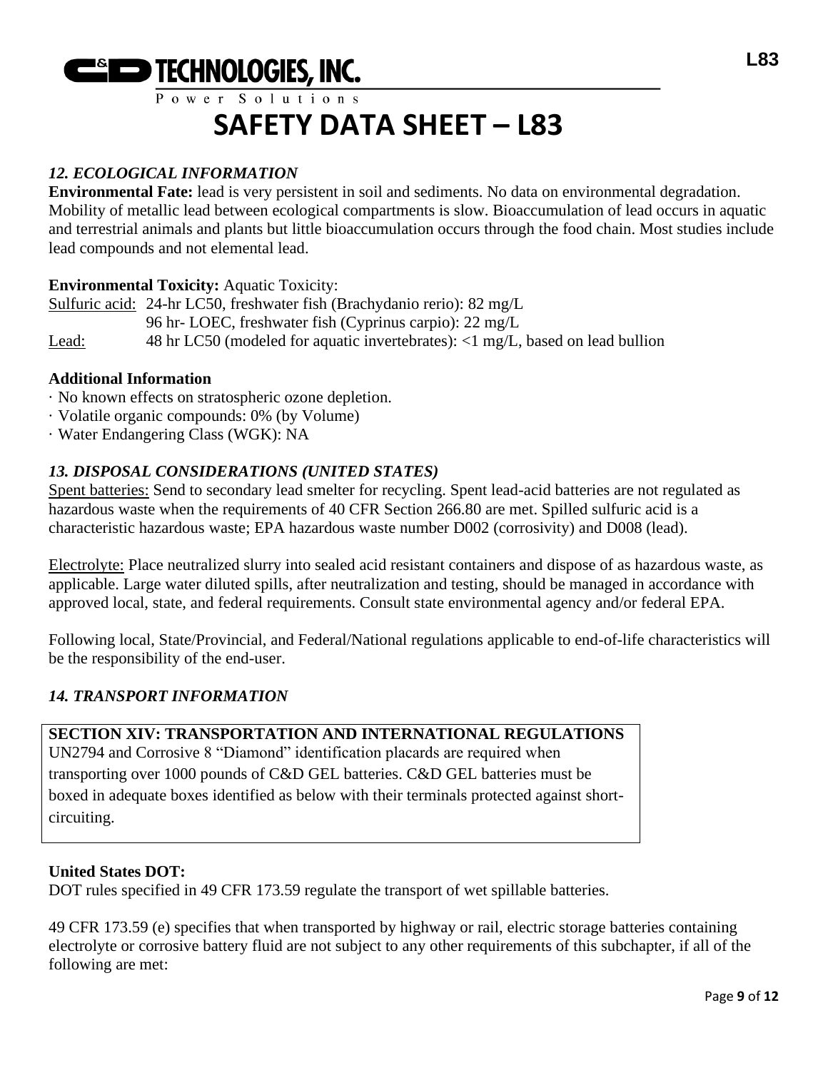# SAFETY DATA SHEET – L83

### *12. ECOLOGICAL INFORMATION*

**Environmental Fate:** lead is very persistent in soil and sediments. No data on environmental degradation. Mobility of metallic lead between ecological compartments is slow. Bioaccumulation of lead occurs in aquatic and terrestrial animals and plants but little bioaccumulation occurs through the food chain. Most studies include lead compounds and not elemental lead.

**Environmental Toxicity:** Aquatic Toxicity:

| | |
|---|---|
| Sulfuric acid: | 24-hr LC50, freshwater fish (Brachydanio rerio): 82 mg/L |
| | 96 hr- LOEC, freshwater fish (Cyprinus carpio): 22 mg/L |
| Lead: | 48 hr LC50 (modeled for aquatic invertebrates): <1 mg/L, based on lead bullion |

**Additional Information**

- · No known effects on stratospheric ozone depletion.
- · Volatile organic compounds: 0% (by Volume)
- · Water Endangering Class (WGK): NA

### *13. DISPOSAL CONSIDERATIONS (UNITED STATES)*

Spent batteries: Send to secondary lead smelter for recycling. Spent lead-acid batteries are not regulated as hazardous waste when the requirements of 40 CFR Section 266.80 are met. Spilled sulfuric acid is a characteristic hazardous waste; EPA hazardous waste number D002 (corrosivity) and D008 (lead).

Electrolyte: Place neutralized slurry into sealed acid resistant containers and dispose of as hazardous waste, as applicable. Large water diluted spills, after neutralization and testing, should be managed in accordance with approved local, state, and federal requirements. Consult state environmental agency and/or federal EPA.

Following local, State/Provincial, and Federal/National regulations applicable to end-of-life characteristics will be the responsibility of the end-user.

### *14. TRANSPORT INFORMATION*

**SECTION XIV: TRANSPORTATION AND INTERNATIONAL REGULATIONS**

UN2794 and Corrosive 8 "Diamond" identification placards are required when transporting over 1000 pounds of C&D GEL batteries. C&D GEL batteries must be boxed in adequate boxes identified as below with their terminals protected against short-circuiting.

**United States DOT:**

DOT rules specified in 49 CFR 173.59 regulate the transport of wet spillable batteries.

49 CFR 173.59 (e) specifies that when transported by highway or rail, electric storage batteries containing electrolyte or corrosive battery fluid are not subject to any other requirements of this subchapter, if all of the following are met: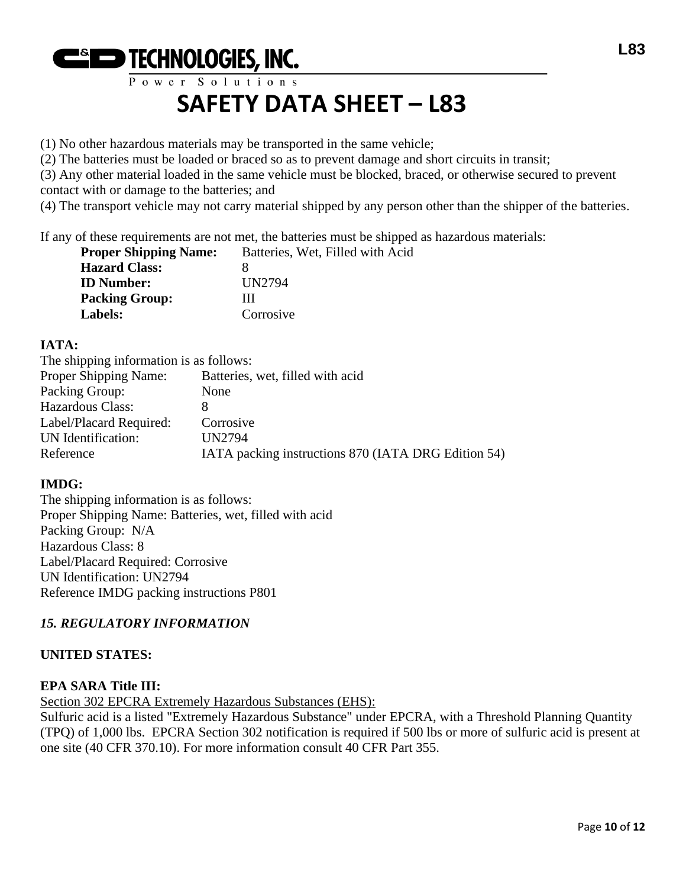(1) No other hazardous materials may be transported in the same vehicle;
(2) The batteries must be loaded or braced so as to prevent damage and short circuits in transit;
(3) Any other material loaded in the same vehicle must be blocked, braced, or otherwise secured to prevent contact with or damage to the batteries; and
(4) The transport vehicle may not carry material shipped by any person other than the shipper of the batteries.

If any of these requirements are not met, the batteries must be shipped as hazardous materials:

| | |
|---|---|
| **Proper Shipping Name:** | Batteries, Wet, Filled with Acid |
| **Hazard Class:** | 8 |
| **ID Number:** | UN2794 |
| **Packing Group:** | III |
| **Labels:** | Corrosive |

**IATA:**

The shipping information is as follows:

| | |
|---|---|
| Proper Shipping Name: | Batteries, wet, filled with acid |
| Packing Group: | None |
| Hazardous Class: | 8 |
| Label/Placard Required: | Corrosive |
| UN Identification: | UN2794 |
| Reference | IATA packing instructions 870 (IATA DRG Edition 54) |

**IMDG:**

The shipping information is as follows:
Proper Shipping Name: Batteries, wet, filled with acid
Packing Group: N/A
Hazardous Class: 8
Label/Placard Required: Corrosive
UN Identification: UN2794
Reference IMDG packing instructions P801

## *15. REGULATORY INFORMATION*

**UNITED STATES:**

**EPA SARA Title III:**

Section 302 EPCRA Extremely Hazardous Substances (EHS):
Sulfuric acid is a listed "Extremely Hazardous Substance" under EPCRA, with a Threshold Planning Quantity (TPQ) of 1,000 lbs. EPCRA Section 302 notification is required if 500 lbs or more of sulfuric acid is present at one site (40 CFR 370.10). For more information consult 40 CFR Part 355.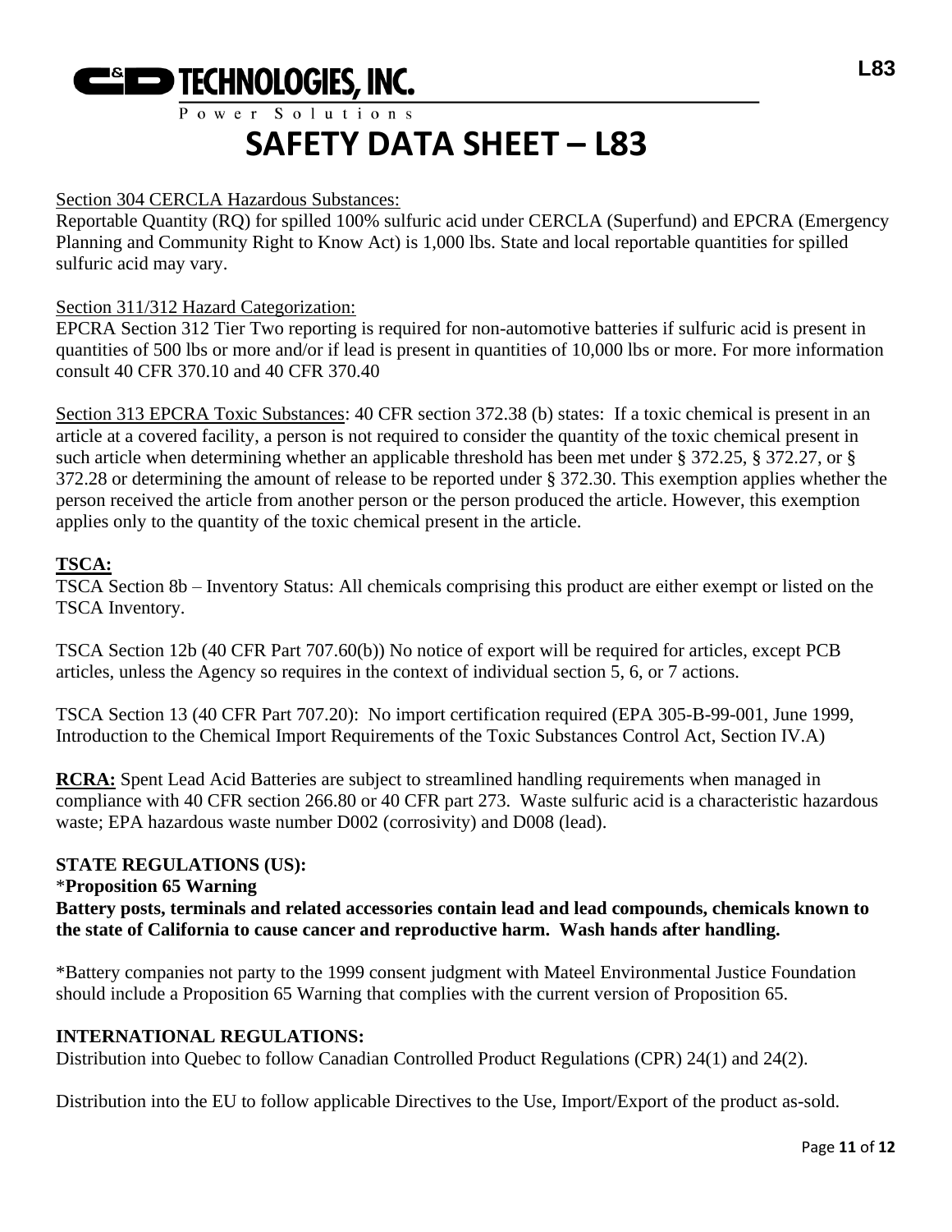Section 304 CERCLA Hazardous Substances:

Reportable Quantity (RQ) for spilled 100% sulfuric acid under CERCLA (Superfund) and EPCRA (Emergency Planning and Community Right to Know Act) is 1,000 lbs. State and local reportable quantities for spilled sulfuric acid may vary.

Section 311/312 Hazard Categorization:

EPCRA Section 312 Tier Two reporting is required for non-automotive batteries if sulfuric acid is present in quantities of 500 lbs or more and/or if lead is present in quantities of 10,000 lbs or more. For more information consult 40 CFR 370.10 and 40 CFR 370.40

Section 313 EPCRA Toxic Substances: 40 CFR section 372.38 (b) states: If a toxic chemical is present in an article at a covered facility, a person is not required to consider the quantity of the toxic chemical present in such article when determining whether an applicable threshold has been met under § 372.25, § 372.27, or § 372.28 or determining the amount of release to be reported under § 372.30. This exemption applies whether the person received the article from another person or the person produced the article. However, this exemption applies only to the quantity of the toxic chemical present in the article.

**TSCA:**

TSCA Section 8b – Inventory Status: All chemicals comprising this product are either exempt or listed on the TSCA Inventory.

TSCA Section 12b (40 CFR Part 707.60(b)) No notice of export will be required for articles, except PCB articles, unless the Agency so requires in the context of individual section 5, 6, or 7 actions.

TSCA Section 13 (40 CFR Part 707.20): No import certification required (EPA 305-B-99-001, June 1999, Introduction to the Chemical Import Requirements of the Toxic Substances Control Act, Section IV.A)

**RCRA:** Spent Lead Acid Batteries are subject to streamlined handling requirements when managed in compliance with 40 CFR section 266.80 or 40 CFR part 273. Waste sulfuric acid is a characteristic hazardous waste; EPA hazardous waste number D002 (corrosivity) and D008 (lead).

**STATE REGULATIONS (US):**

*__Proposition 65 Warning__

**Battery posts, terminals and related accessories contain lead and lead compounds, chemicals known to the state of California to cause cancer and reproductive harm. Wash hands after handling.**

*Battery companies not party to the 1999 consent judgment with Mateel Environmental Justice Foundation should include a Proposition 65 Warning that complies with the current version of Proposition 65.

**INTERNATIONAL REGULATIONS:**

Distribution into Quebec to follow Canadian Controlled Product Regulations (CPR) 24(1) and 24(2).

Distribution into the EU to follow applicable Directives to the Use, Import/Export of the product as-sold.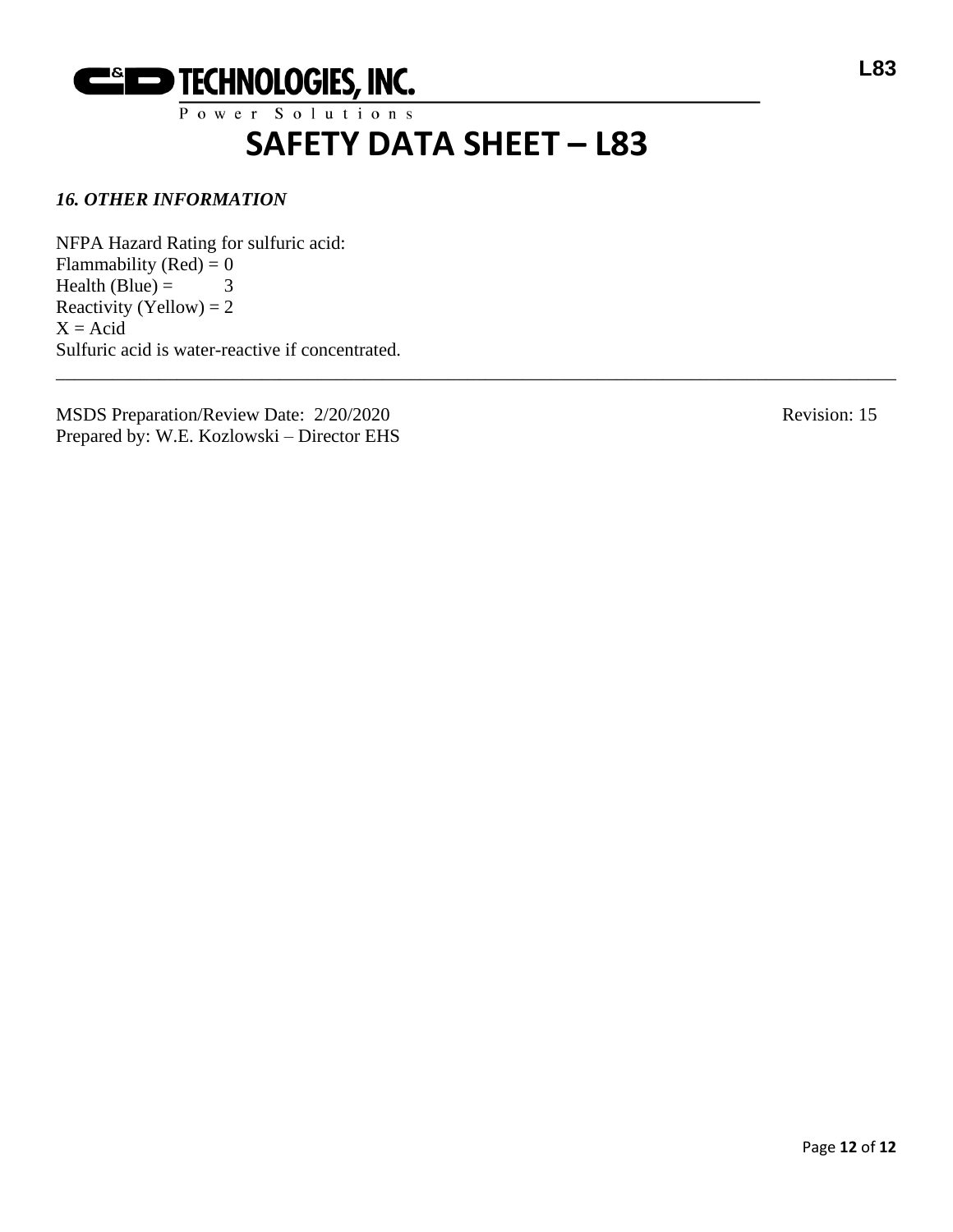## 16. OTHER INFORMATION

NFPA Hazard Rating for sulfuric acid:
Flammability (Red) = 0
Health (Blue) = 3
Reactivity (Yellow) = 2
X = Acid
Sulfuric acid is water-reactive if concentrated.

---

MSDS Preparation/Review Date: 2/20/2020 Revision: 15
Prepared by: W.E. Kozlowski – Director EHS